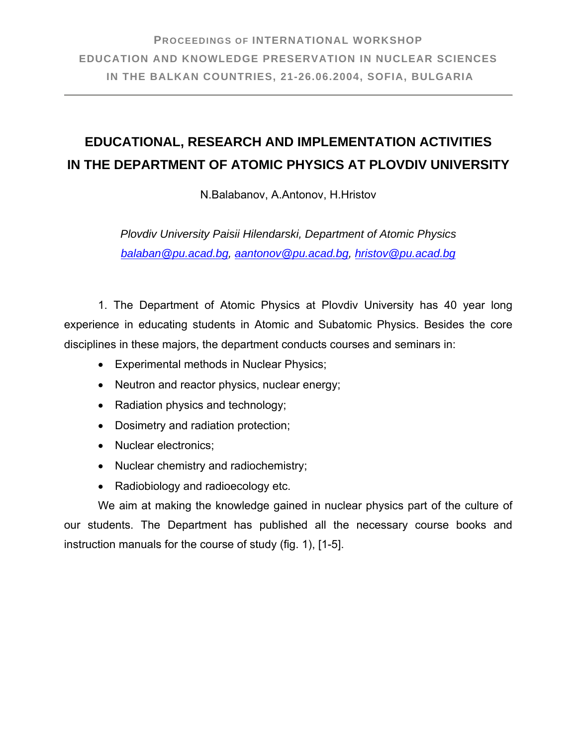# EDUCATIONAL, RESEARCH AND IMPLEMENTATION ACTIVITIES IN THE DEPARTMENT OF ATOMIC PHYSICS AT PLOVDIV UNIVERSITY

N.Balabanov, A.Antonov, H.Hristov

*Plovdiv University Paisii Hilendarski, Department of Atomic Physics*
*balaban@pu.acad.bg, aantonov@pu.acad.bg, hristov@pu.acad.bg*

1. The Department of Atomic Physics at Plovdiv University has 40 year long experience in educating students in Atomic and Subatomic Physics. Besides the core disciplines in these majors, the department conducts courses and seminars in:

- Experimental methods in Nuclear Physics;
- Neutron and reactor physics, nuclear energy;
- Radiation physics and technology;
- Dosimetry and radiation protection;
- Nuclear electronics;
- Nuclear chemistry and radiochemistry;
- Radiobiology and radioecology etc.

We aim at making the knowledge gained in nuclear physics part of the culture of our students. The Department has published all the necessary course books and instruction manuals for the course of study (fig. 1), [1-5].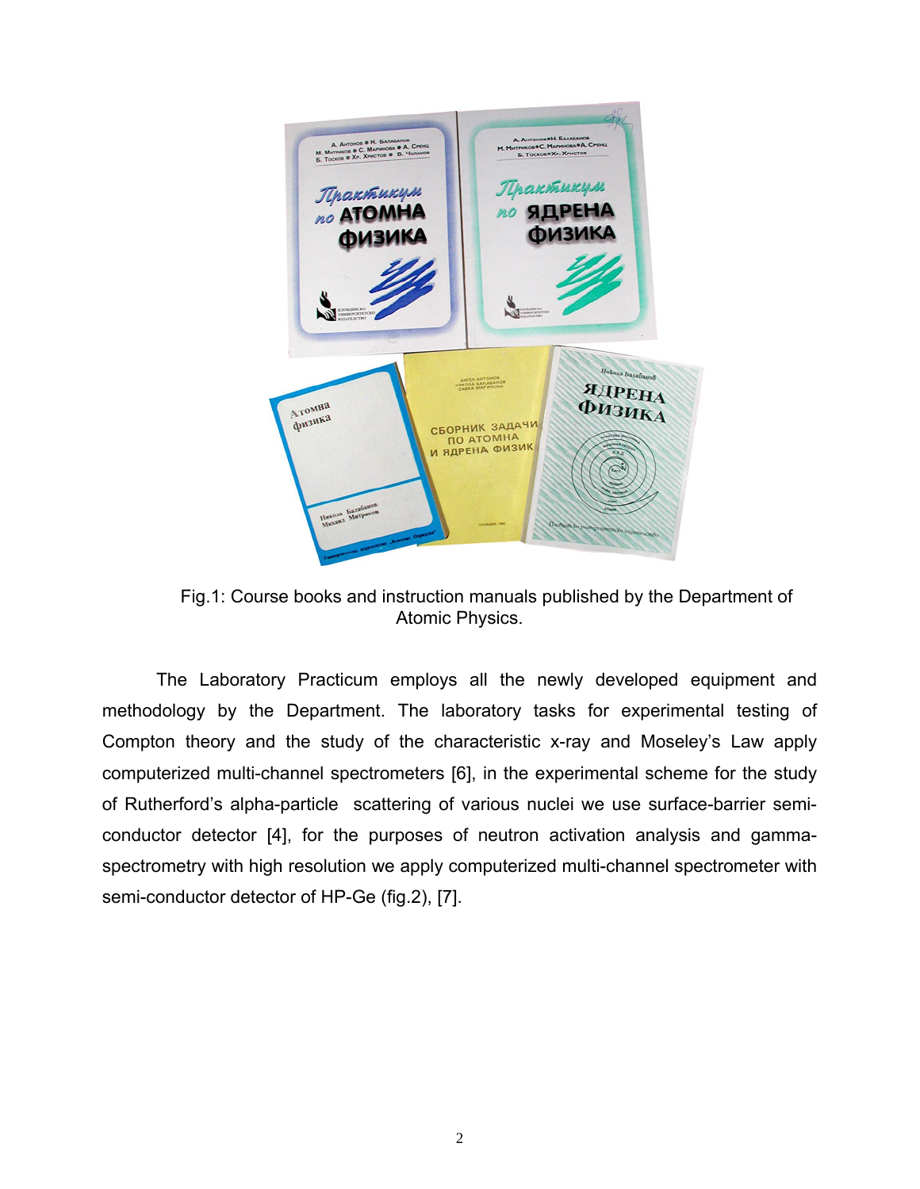Fig.1: Course books and instruction manuals published by the Department of Atomic Physics.

The Laboratory Practicum employs all the newly developed equipment and methodology by the Department. The laboratory tasks for experimental testing of Compton theory and the study of the characteristic x-ray and Moseley's Law apply computerized multi-channel spectrometers [6], in the experimental scheme for the study of Rutherford's alpha-particle scattering of various nuclei we use surface-barrier semi-conductor detector [4], for the purposes of neutron activation analysis and gamma-spectrometry with high resolution we apply computerized multi-channel spectrometer with semi-conductor detector of HP-Ge (fig.2), [7].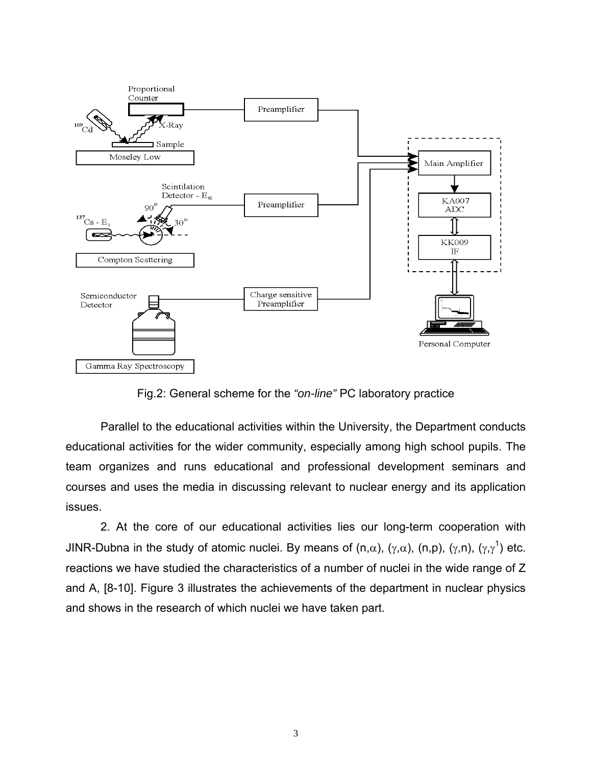Fig.2: General scheme for the *"on-line"* PC laboratory practice

Parallel to the educational activities within the University, the Department conducts educational activities for the wider community, especially among high school pupils. The team organizes and runs educational and professional development seminars and courses and uses the media in discussing relevant to nuclear energy and its application issues.

2. At the core of our educational activities lies our long-term cooperation with JINR-Dubna in the study of atomic nuclei. By means of $(n,\alpha)$, $(\gamma,\alpha)$, $(n,p)$, $(\gamma,n)$, $(\gamma,\gamma^1)$ etc. reactions we have studied the characteristics of a number of nuclei in the wide range of Z and A, [8-10]. Figure 3 illustrates the achievements of the department in nuclear physics and shows in the research of which nuclei we have taken part.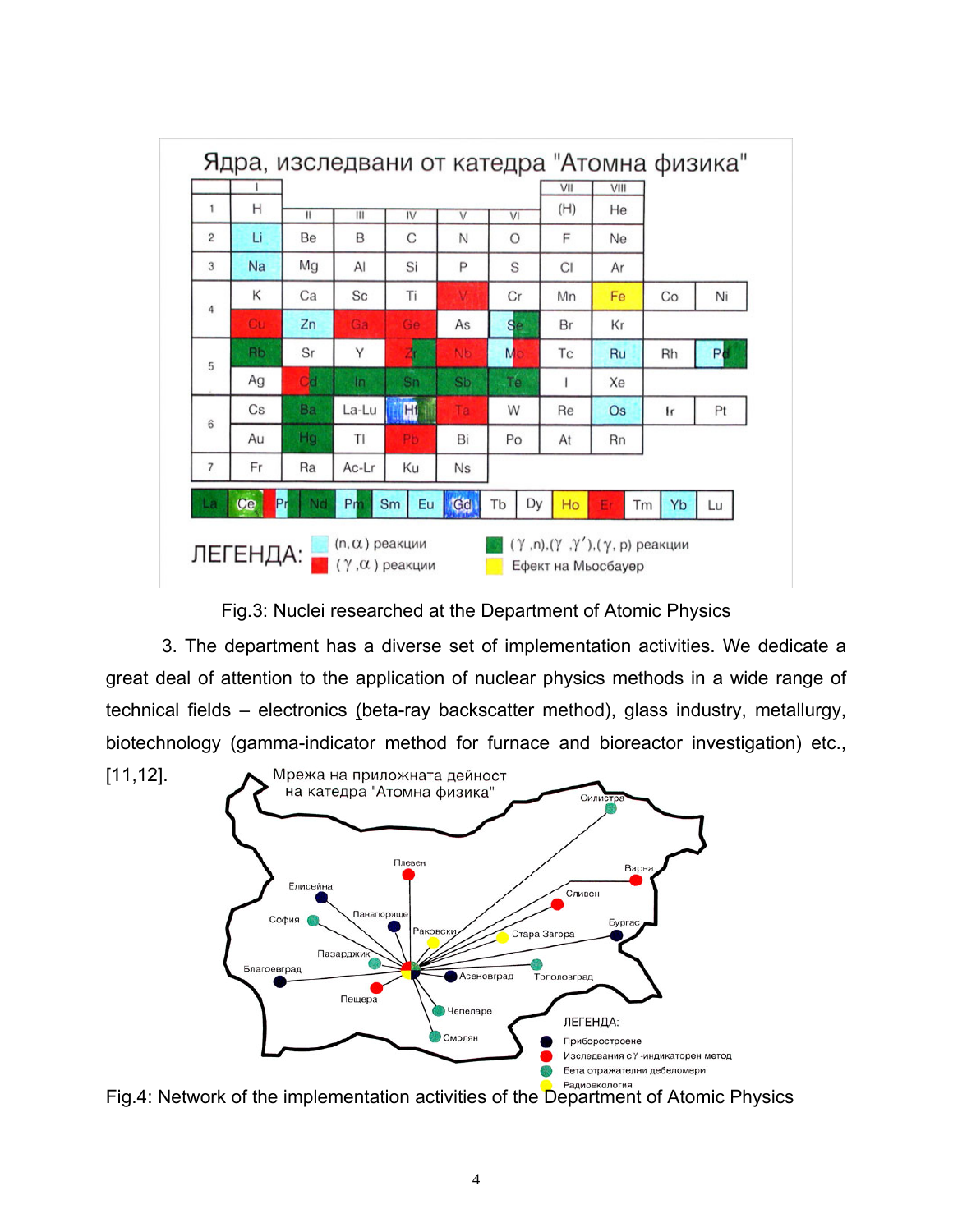Fig.3: Nuclei researched at the Department of Atomic Physics

3. The department has a diverse set of implementation activities. We dedicate a great deal of attention to the application of nuclear physics methods in a wide range of technical fields – electronics (beta-ray backscatter method), glass industry, metallurgy, biotechnology (gamma-indicator method for furnace and bioreactor investigation) etc., [11,12].

Fig.4: Network of the implementation activities of the Department of Atomic Physics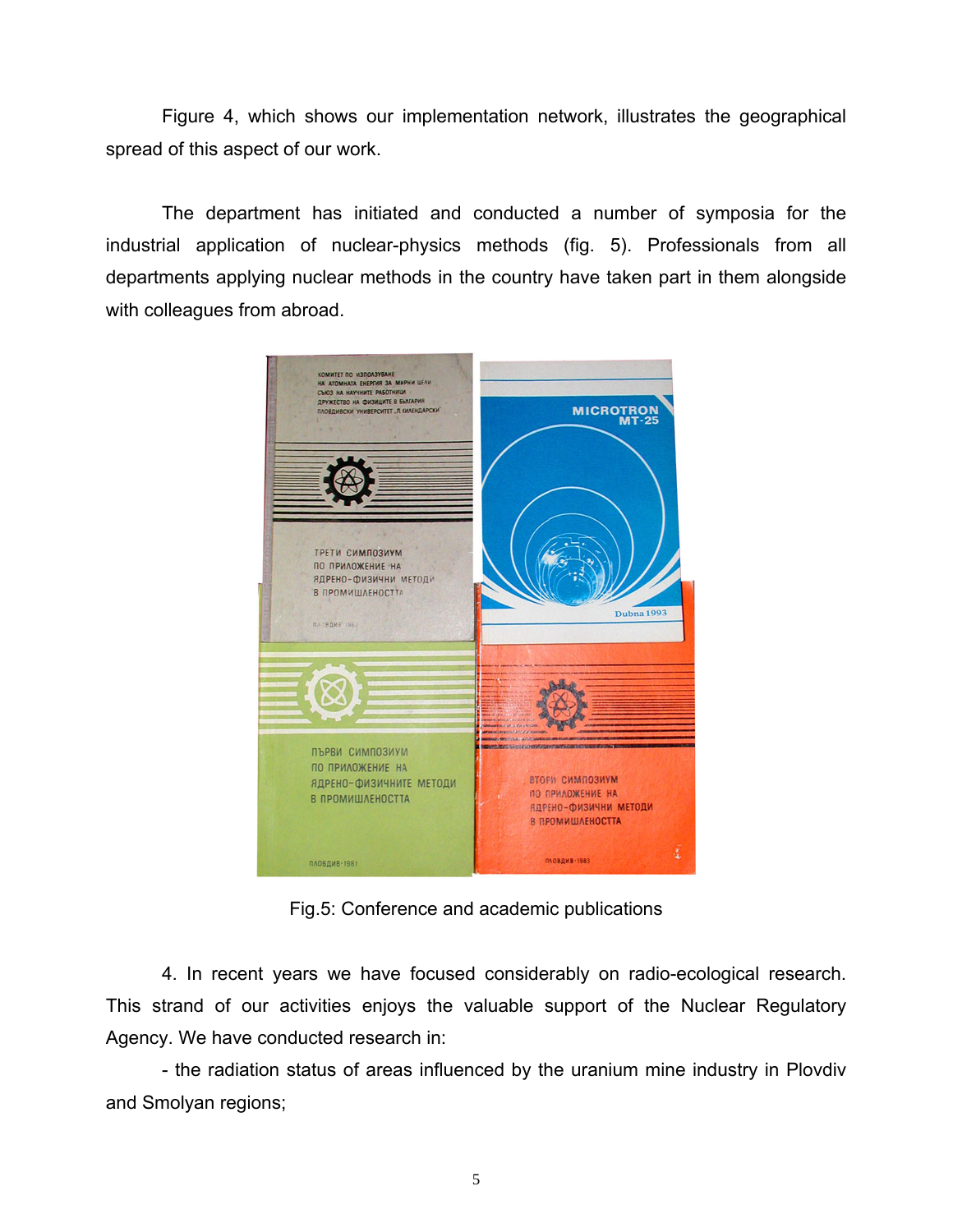Figure 4, which shows our implementation network, illustrates the geographical spread of this aspect of our work.

The department has initiated and conducted a number of symposia for the industrial application of nuclear-physics methods (fig. 5). Professionals from all departments applying nuclear methods in the country have taken part in them alongside with colleagues from abroad.

Fig.5: Conference and academic publications

4. In recent years we have focused considerably on radio-ecological research. This strand of our activities enjoys the valuable support of the Nuclear Regulatory Agency. We have conducted research in:

- the radiation status of areas influenced by the uranium mine industry in Plovdiv and Smolyan regions;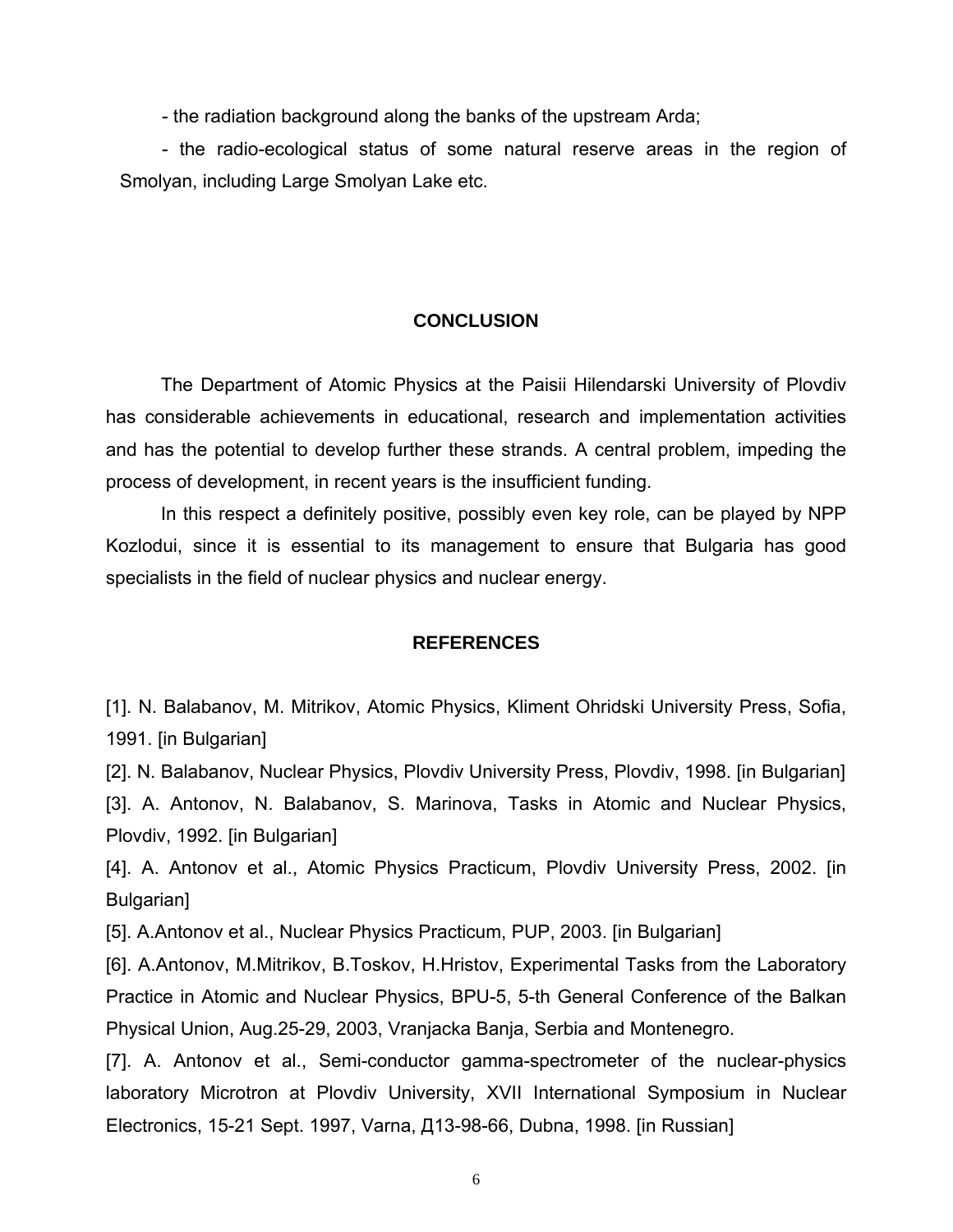- the radiation background along the banks of the upstream Arda;

- the radio-ecological status of some natural reserve areas in the region of Smolyan, including Large Smolyan Lake etc.

## CONCLUSION

The Department of Atomic Physics at the Paisii Hilendarski University of Plovdiv has considerable achievements in educational, research and implementation activities and has the potential to develop further these strands. A central problem, impeding the process of development, in recent years is the insufficient funding.

In this respect a definitely positive, possibly even key role, can be played by NPP Kozlodui, since it is essential to its management to ensure that Bulgaria has good specialists in the field of nuclear physics and nuclear energy.

## REFERENCES

[1]. N. Balabanov, M. Mitrikov, Atomic Physics, Kliment Ohridski University Press, Sofia, 1991. [in Bulgarian]

[2]. N. Balabanov, Nuclear Physics, Plovdiv University Press, Plovdiv, 1998. [in Bulgarian]

[3]. A. Antonov, N. Balabanov, S. Marinova, Tasks in Atomic and Nuclear Physics, Plovdiv, 1992. [in Bulgarian]

[4]. A. Antonov et al., Atomic Physics Practicum, Plovdiv University Press, 2002. [in Bulgarian]

[5]. A.Antonov et al., Nuclear Physics Practicum, PUP, 2003. [in Bulgarian]

[6]. A.Antonov, M.Mitrikov, B.Toskov, H.Hristov, Experimental Tasks from the Laboratory Practice in Atomic and Nuclear Physics, BPU-5, 5-th General Conference of the Balkan Physical Union, Aug.25-29, 2003, Vranjacka Banja, Serbia and Montenegro.

[7]. A. Antonov et al., Semi-conductor gamma-spectrometer of the nuclear-physics laboratory Microtron at Plovdiv University, XVII International Symposium in Nuclear Electronics, 15-21 Sept. 1997, Varna, Д13-98-66, Dubna, 1998. [in Russian]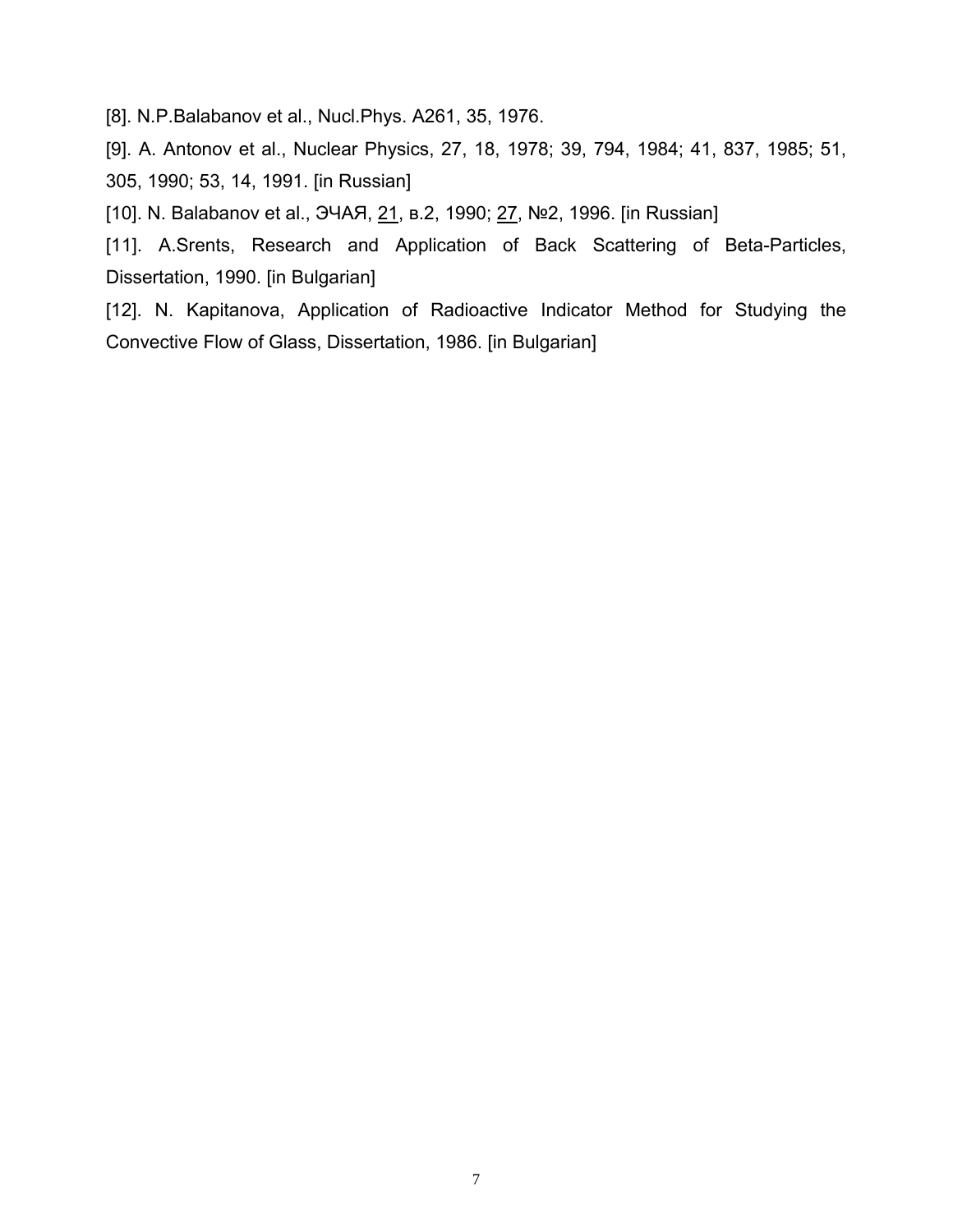[8]. N.P.Balabanov et al., Nucl.Phys. A261, 35, 1976.

[9]. A. Antonov et al., Nuclear Physics, 27, 18, 1978; 39, 794, 1984; 41, 837, 1985; 51, 305, 1990; 53, 14, 1991. [in Russian]

[10]. N. Balabanov et al., ЭЧАЯ, <u>21</u>, в.2, 1990; <u>27</u>, №2, 1996. [in Russian]

[11]. A.Srents, Research and Application of Back Scattering of Beta-Particles, Dissertation, 1990. [in Bulgarian]

[12]. N. Kapitanova, Application of Radioactive Indicator Method for Studying the Convective Flow of Glass, Dissertation, 1986. [in Bulgarian]